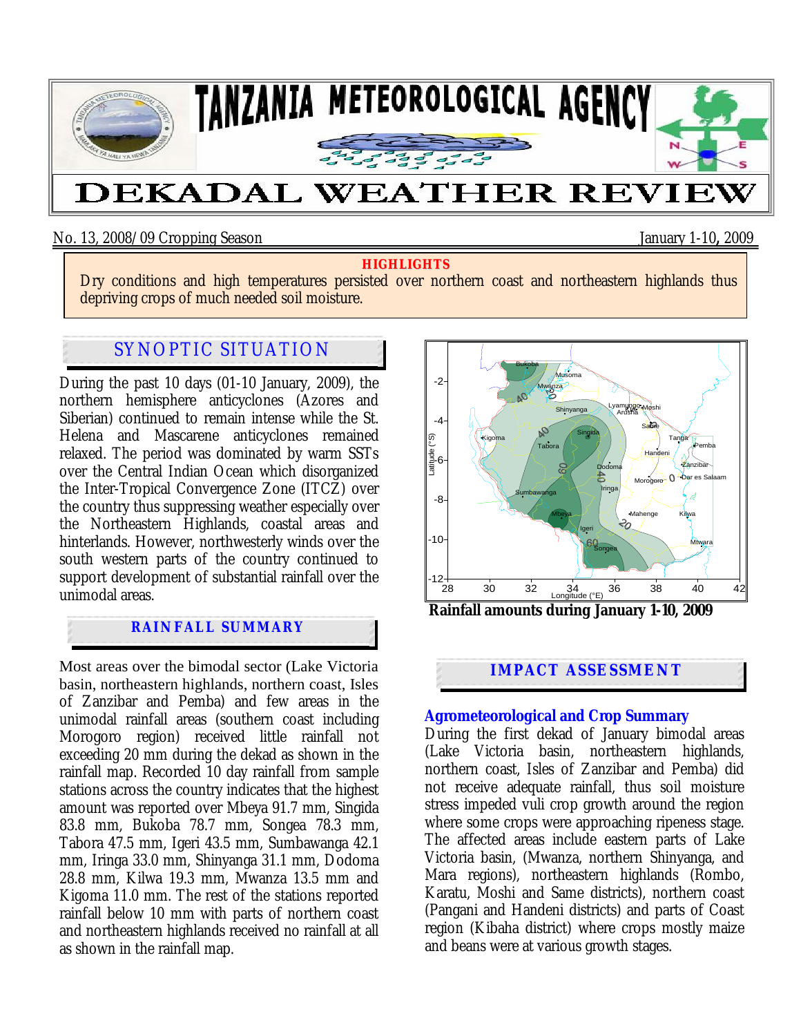# TANZANIA METEOROLOGICAL AGENCY

# DEKADAL WEATHER REVIEW

No. 13, 2008/09 Cropping Season January 1-10, 2009

**HIGHLIGHTS**

Dry conditions and high temperatures persisted over northern coast and northeastern highlands thus depriving crops of much needed soil moisture.

## SYNOPTIC SITUATION

During the past 10 days (01-10 January, 2009), the northern hemisphere anticyclones (Azores and Siberian) continued to remain intense while the St. Helena and Mascarene anticyclones remained relaxed. The period was dominated by warm SSTs over the Central Indian Ocean which disorganized the Inter-Tropical Convergence Zone (ITCZ) over the country thus suppressing weather especially over the Northeastern Highlands, coastal areas and hinterlands. However, northwesterly winds over the south western parts of the country continued to support development of substantial rainfall over the unimodal areas.

## RAINFALL SUMMARY

Most areas over the bimodal sector (Lake Victoria basin, northeastern highlands, northern coast, Isles of Zanzibar and Pemba) and few areas in the unimodal rainfall areas (southern coast including Morogoro region) received little rainfall not exceeding 20 mm during the dekad as shown in the rainfall map. Recorded 10 day rainfall from sample stations across the country indicates that the highest amount was reported over Mbeya 91.7 mm, Singida 83.8 mm, Bukoba 78.7 mm, Songea 78.3 mm, Tabora 47.5 mm, Igeri 43.5 mm, Sumbawanga 42.1 mm, Iringa 33.0 mm, Shinyanga 31.1 mm, Dodoma 28.8 mm, Kilwa 19.3 mm, Mwanza 13.5 mm and Kigoma 11.0 mm. The rest of the stations reported rainfall below 10 mm with parts of northern coast and northeastern highlands received no rainfall at all as shown in the rainfall map.

**Rainfall amounts during January 1-10, 2009**

## IMPACT ASSESSMENT

### Agrometeorological and Crop Summary

During the first dekad of January bimodal areas (Lake Victoria basin, northeastern highlands, northern coast, Isles of Zanzibar and Pemba) did not receive adequate rainfall, thus soil moisture stress impeded vuli crop growth around the region where some crops were approaching ripeness stage. The affected areas include eastern parts of Lake Victoria basin, (Mwanza, northern Shinyanga, and Mara regions), northeastern highlands (Rombo, Karatu, Moshi and Same districts), northern coast (Pangani and Handeni districts) and parts of Coast region (Kibaha district) where crops mostly maize and beans were at various growth stages.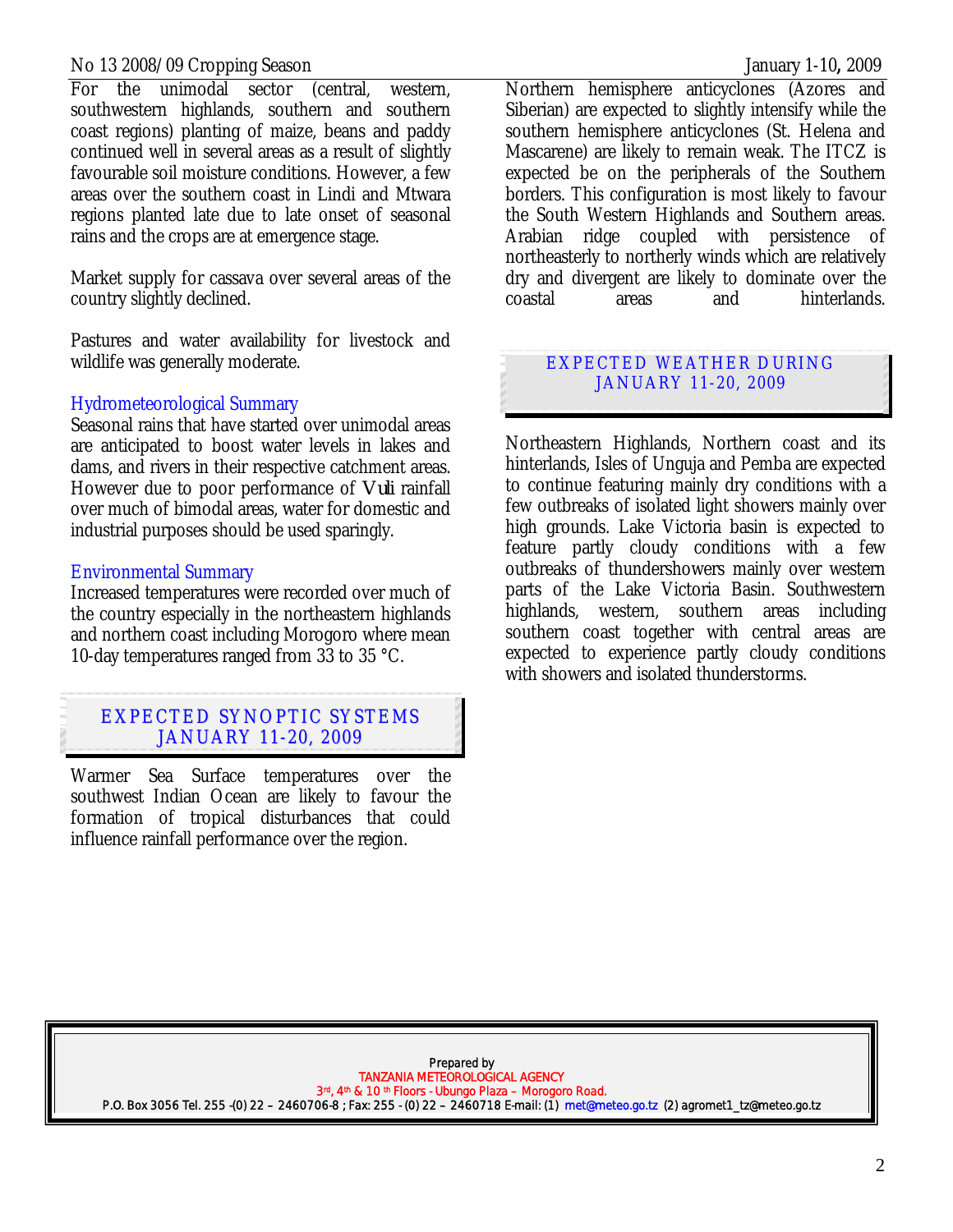For the unimodal sector (central, western, southwestern highlands, southern and southern coast regions) planting of maize, beans and paddy continued well in several areas as a result of slightly favourable soil moisture conditions. However, a few areas over the southern coast in Lindi and Mtwara regions planted late due to late onset of seasonal rains and the crops are at emergence stage.

Market supply for cassava over several areas of the country slightly declined.

Pastures and water availability for livestock and wildlife was generally moderate.

### Hydrometeorological Summary

Seasonal rains that have started over unimodal areas are anticipated to boost water levels in lakes and dams, and rivers in their respective catchment areas. However due to poor performance of Vuli rainfall over much of bimodal areas, water for domestic and industrial purposes should be used sparingly.

### Environmental Summary

Increased temperatures were recorded over much of the country especially in the northeastern highlands and northern coast including Morogoro where mean 10-day temperatures ranged from 33 to 35 °C.

## EXPECTED SYNOPTIC SYSTEMS JANUARY 11-20, 2009

Warmer Sea Surface temperatures over the southwest Indian Ocean are likely to favour the formation of tropical disturbances that could influence rainfall performance over the region.

Northern hemisphere anticyclones (Azores and Siberian) are expected to slightly intensify while the southern hemisphere anticyclones (St. Helena and Mascarene) are likely to remain weak. The ITCZ is expected be on the peripherals of the Southern borders. This configuration is most likely to favour the South Western Highlands and Southern areas. Arabian ridge coupled with persistence of northeasterly to northerly winds which are relatively dry and divergent are likely to dominate over the coastal areas and hinterlands.

## EXPECTED WEATHER DURING JANUARY 11-20, 2009

Northeastern Highlands, Northern coast and its hinterlands, Isles of Unguja and Pemba are expected to continue featuring mainly dry conditions with a few outbreaks of isolated light showers mainly over high grounds. Lake Victoria basin is expected to feature partly cloudy conditions with a few outbreaks of thundershowers mainly over western parts of the Lake Victoria Basin. Southwestern highlands, western, southern areas including southern coast together with central areas are expected to experience partly cloudy conditions with showers and isolated thunderstorms.

Prepared by
TANZANIA METEOROLOGICAL AGENCY
3rd, 4th & 10 th Floors - Ubungo Plaza – Morogoro Road.
P.O. Box 3056 Tel. 255 -(0) 22 – 2460706-8 ; Fax: 255 - (0) 22 – 2460718 E-mail: (1) met@meteo.go.tz (2) agromet1_tz@meteo.go.tz